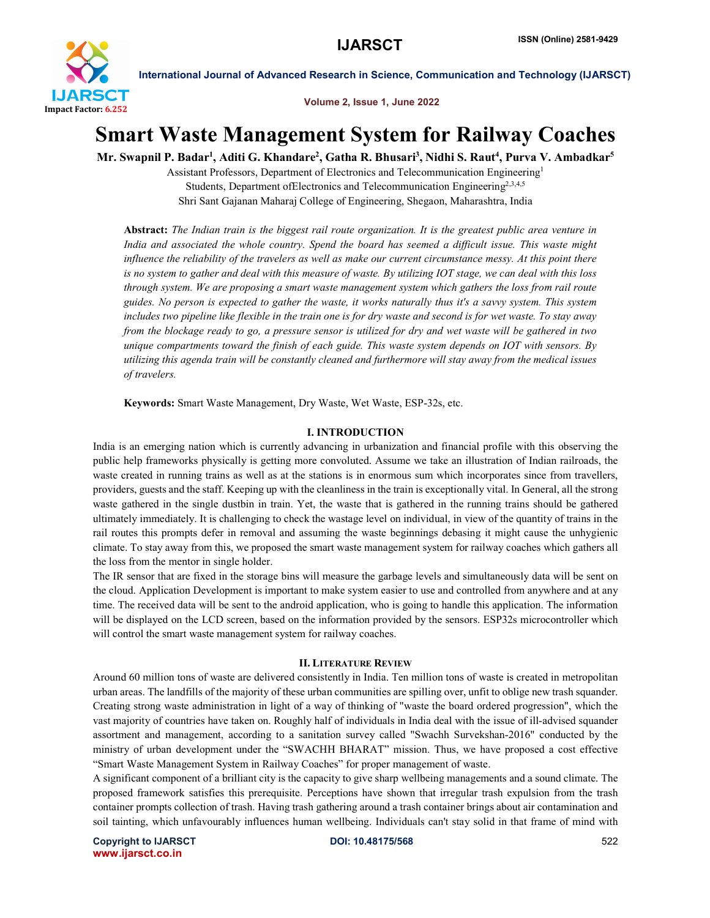# Smart Waste Management System for Railway Coaches

**Mr. Swapnil P. Badar[1], Aditi G. Khandare[2], Gatha R. Bhusari[3], Nidhi S. Raut[4], Purva V. Ambadkar[5]**

Assistant Professors, Department of Electronics and Telecommunication Engineering[1]

Students, Department ofElectronics and Telecommunication Engineering[2,3,4,5]

Shri Sant Gajanan Maharaj College of Engineering, Shegaon, Maharashtra, India

**Abstract:** *The Indian train is the biggest rail route organization. It is the greatest public area venture in India and associated the whole country. Spend the board has seemed a difficult issue. This waste might influence the reliability of the travelers as well as make our current circumstance messy. At this point there is no system to gather and deal with this measure of waste. By utilizing IOT stage, we can deal with this loss through system. We are proposing a smart waste management system which gathers the loss from rail route guides. No person is expected to gather the waste, it works naturally thus it's a savvy system. This system includes two pipeline like flexible in the train one is for dry waste and second is for wet waste. To stay away from the blockage ready to go, a pressure sensor is utilized for dry and wet waste will be gathered in two unique compartments toward the finish of each guide. This waste system depends on IOT with sensors. By utilizing this agenda train will be constantly cleaned and furthermore will stay away from the medical issues of travelers.*

**Keywords:** Smart Waste Management, Dry Waste, Wet Waste, ESP-32s, etc.

## I. INTRODUCTION

India is an emerging nation which is currently advancing in urbanization and financial profile with this observing the public help frameworks physically is getting more convoluted. Assume we take an illustration of Indian railroads, the waste created in running trains as well as at the stations is in enormous sum which incorporates since from travellers, providers, guests and the staff. Keeping up with the cleanliness in the train is exceptionally vital. In General, all the strong waste gathered in the single dustbin in train. Yet, the waste that is gathered in the running trains should be gathered ultimately immediately. It is challenging to check the wastage level on individual, in view of the quantity of trains in the rail routes this prompts defer in removal and assuming the waste beginnings debasing it might cause the unhygienic climate. To stay away from this, we proposed the smart waste management system for railway coaches which gathers all the loss from the mentor in single holder.

The IR sensor that are fixed in the storage bins will measure the garbage levels and simultaneously data will be sent on the cloud. Application Development is important to make system easier to use and controlled from anywhere and at any time. The received data will be sent to the android application, who is going to handle this application. The information will be displayed on the LCD screen, based on the information provided by the sensors. ESP32s microcontroller which will control the smart waste management system for railway coaches.

## II. LITERATURE REVIEW

Around 60 million tons of waste are delivered consistently in India. Ten million tons of waste is created in metropolitan urban areas. The landfills of the majority of these urban communities are spilling over, unfit to oblige new trash squander. Creating strong waste administration in light of a way of thinking of "waste the board ordered progression", which the vast majority of countries have taken on. Roughly half of individuals in India deal with the issue of ill-advised squander assortment and management, according to a sanitation survey called "Swachh Survekshan-2016" conducted by the ministry of urban development under the "SWACHH BHARAT" mission. Thus, we have proposed a cost effective "Smart Waste Management System in Railway Coaches" for proper management of waste.

A significant component of a brilliant city is the capacity to give sharp wellbeing managements and a sound climate. The proposed framework satisfies this prerequisite. Perceptions have shown that irregular trash expulsion from the trash container prompts collection of trash. Having trash gathering around a trash container brings about air contamination and soil tainting, which unfavourably influences human wellbeing. Individuals can't stay solid in that frame of mind with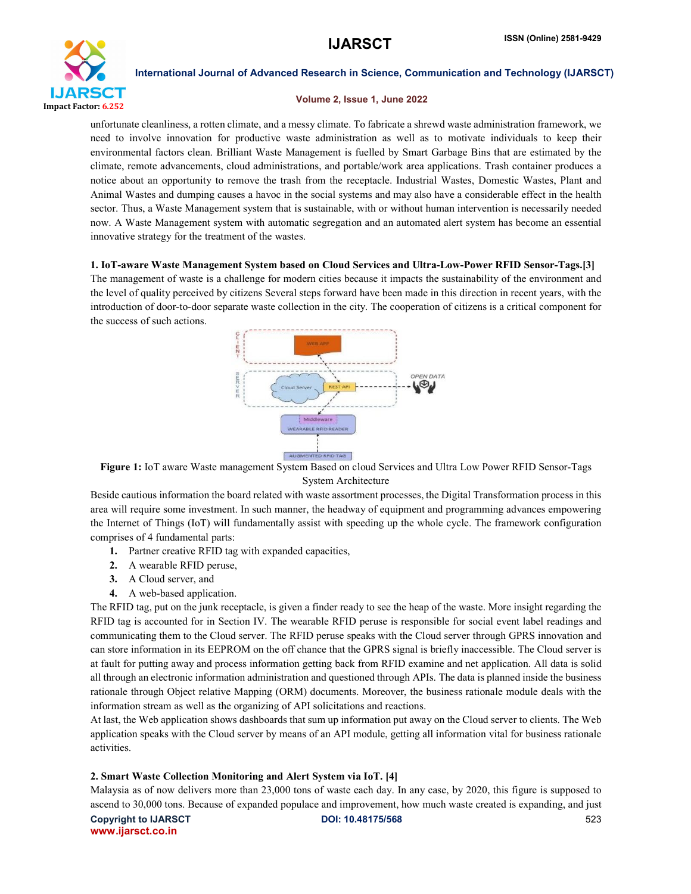unfortunate cleanliness, a rotten climate, and a messy climate. To fabricate a shrewd waste administration framework, we need to involve innovation for productive waste administration as well as to motivate individuals to keep their environmental factors clean. Brilliant Waste Management is fuelled by Smart Garbage Bins that are estimated by the climate, remote advancements, cloud administrations, and portable/work area applications. Trash container produces a notice about an opportunity to remove the trash from the receptacle. Industrial Wastes, Domestic Wastes, Plant and Animal Wastes and dumping causes a havoc in the social systems and may also have a considerable effect in the health sector. Thus, a Waste Management system that is sustainable, with or without human intervention is necessarily needed now. A Waste Management system with automatic segregation and an automated alert system has become an essential innovative strategy for the treatment of the wastes.

**1. IoT-aware Waste Management System based on Cloud Services and Ultra-Low-Power RFID Sensor-Tags.[3]**

The management of waste is a challenge for modern cities because it impacts the sustainability of the environment and the level of quality perceived by citizens Several steps forward have been made in this direction in recent years, with the introduction of door-to-door separate waste collection in the city. The cooperation of citizens is a critical component for the success of such actions.

CLIENT
WEB APP
SERVER
Cloud Server
REST API
OPEN DATA
Middleware
WEARABLE RFID READER
AUGMENTED RFID TAG

**Figure 1:** IoT aware Waste management System Based on cloud Services and Ultra Low Power RFID Sensor-Tags System Architecture

Beside cautious information the board related with waste assortment processes, the Digital Transformation process in this area will require some investment. In such manner, the headway of equipment and programming advances empowering the Internet of Things (IoT) will fundamentally assist with speeding up the whole cycle. The framework configuration comprises of 4 fundamental parts:

1. Partner creative RFID tag with expanded capacities,
2. A wearable RFID peruse,
3. A Cloud server, and
4. A web-based application.

The RFID tag, put on the junk receptacle, is given a finder ready to see the heap of the waste. More insight regarding the RFID tag is accounted for in Section IV. The wearable RFID peruse is responsible for social event label readings and communicating them to the Cloud server. The RFID peruse speaks with the Cloud server through GPRS innovation and can store information in its EEPROM on the off chance that the GPRS signal is briefly inaccessible. The Cloud server is at fault for putting away and process information getting back from RFID examine and net application. All data is solid all through an electronic information administration and questioned through APIs. The data is planned inside the business rationale through Object relative Mapping (ORM) documents. Moreover, the business rationale module deals with the information stream as well as the organizing of API solicitations and reactions.

At last, the Web application shows dashboards that sum up information put away on the Cloud server to clients. The Web application speaks with the Cloud server by means of an API module, getting all information vital for business rationale activities.

**2. Smart Waste Collection Monitoring and Alert System via IoT. [4]**

Malaysia as of now delivers more than 23,000 tons of waste each day. In any case, by 2020, this figure is supposed to ascend to 30,000 tons. Because of expanded populace and improvement, how much waste created is expanding, and just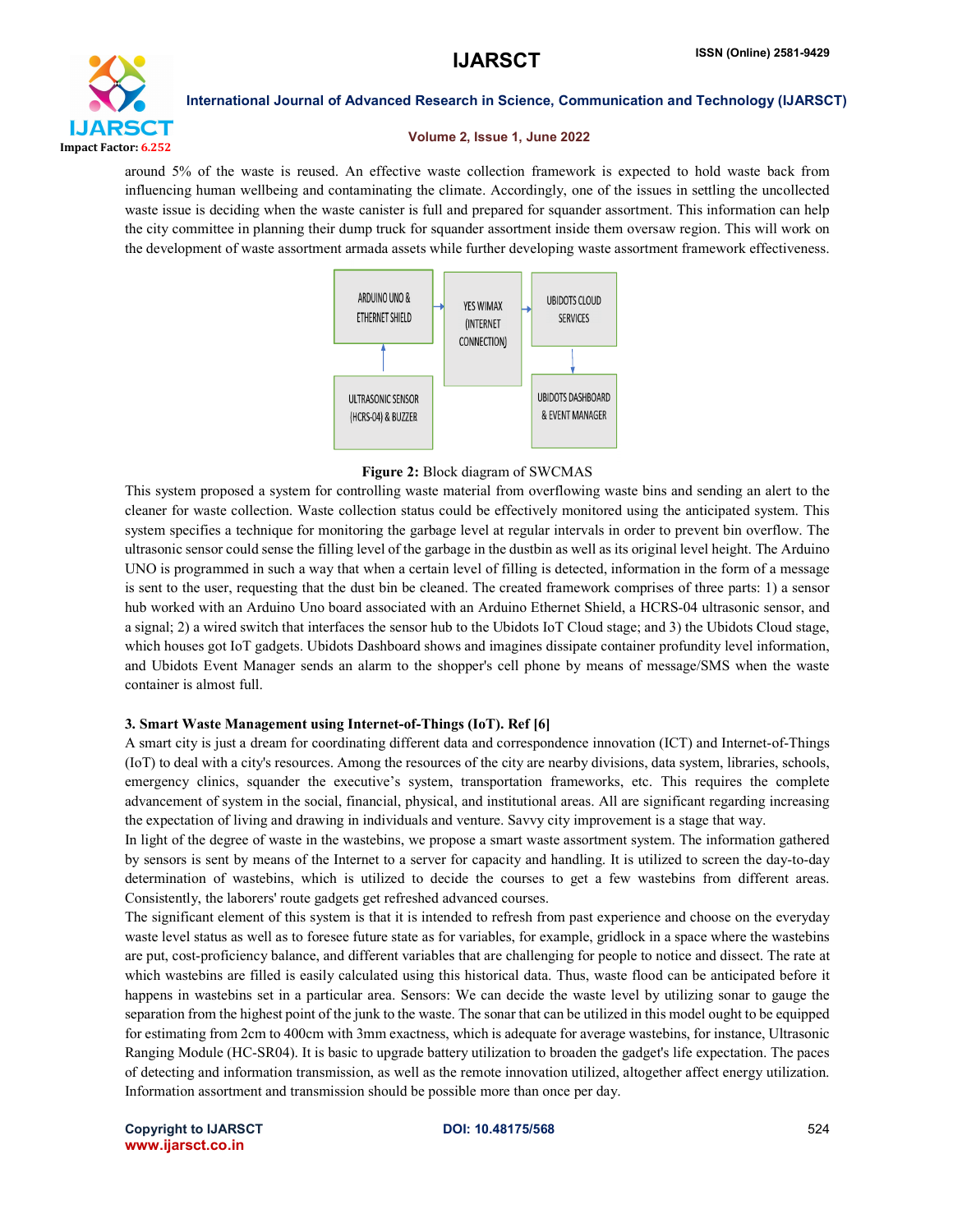around 5% of the waste is reused. An effective waste collection framework is expected to hold waste back from influencing human wellbeing and contaminating the climate. Accordingly, one of the issues in settling the uncollected waste issue is deciding when the waste canister is full and prepared for squander assortment. This information can help the city committee in planning their dump truck for squander assortment inside them oversaw region. This will work on the development of waste assortment armada assets while further developing waste assortment framework effectiveness.

ARDUINO UNO & ETHERNET SHIELD

YES WIMAX (INTERNET CONNECTION)

UBIDOTS CLOUD SERVICES

ULTRASONIC SENSOR (HCRS-04) & BUZZER

UBIDOTS DASHBOARD & EVENT MANAGER

**Figure 2:** Block diagram of SWCMAS

This system proposed a system for controlling waste material from overflowing waste bins and sending an alert to the cleaner for waste collection. Waste collection status could be effectively monitored using the anticipated system. This system specifies a technique for monitoring the garbage level at regular intervals in order to prevent bin overflow. The ultrasonic sensor could sense the filling level of the garbage in the dustbin as well as its original level height. The Arduino UNO is programmed in such a way that when a certain level of filling is detected, information in the form of a message is sent to the user, requesting that the dust bin be cleaned. The created framework comprises of three parts: 1) a sensor hub worked with an Arduino Uno board associated with an Arduino Ethernet Shield, a HCRS-04 ultrasonic sensor, and a signal; 2) a wired switch that interfaces the sensor hub to the Ubidots IoT Cloud stage; and 3) the Ubidots Cloud stage, which houses got IoT gadgets. Ubidots Dashboard shows and imagines dissipate container profundity level information, and Ubidots Event Manager sends an alarm to the shopper's cell phone by means of message/SMS when the waste container is almost full.

### 3. Smart Waste Management using Internet-of-Things (IoT). Ref [6]

A smart city is just a dream for coordinating different data and correspondence innovation (ICT) and Internet-of-Things (IoT) to deal with a city's resources. Among the resources of the city are nearby divisions, data system, libraries, schools, emergency clinics, squander the executive's system, transportation frameworks, etc. This requires the complete advancement of system in the social, financial, physical, and institutional areas. All are significant regarding increasing the expectation of living and drawing in individuals and venture. Savvy city improvement is a stage that way.

In light of the degree of waste in the wastebins, we propose a smart waste assortment system. The information gathered by sensors is sent by means of the Internet to a server for capacity and handling. It is utilized to screen the day-to-day determination of wastebins, which is utilized to decide the courses to get a few wastebins from different areas. Consistently, the laborers' route gadgets get refreshed advanced courses.

The significant element of this system is that it is intended to refresh from past experience and choose on the everyday waste level status as well as to foresee future state as for variables, for example, gridlock in a space where the wastebins are put, cost-proficiency balance, and different variables that are challenging for people to notice and dissect. The rate at which wastebins are filled is easily calculated using this historical data. Thus, waste flood can be anticipated before it happens in wastebins set in a particular area. Sensors: We can decide the waste level by utilizing sonar to gauge the separation from the highest point of the junk to the waste. The sonar that can be utilized in this model ought to be equipped for estimating from 2cm to 400cm with 3mm exactness, which is adequate for average wastebins, for instance, Ultrasonic Ranging Module (HC-SR04). It is basic to upgrade battery utilization to broaden the gadget's life expectation. The paces of detecting and information transmission, as well as the remote innovation utilized, altogether affect energy utilization. Information assortment and transmission should be possible more than once per day.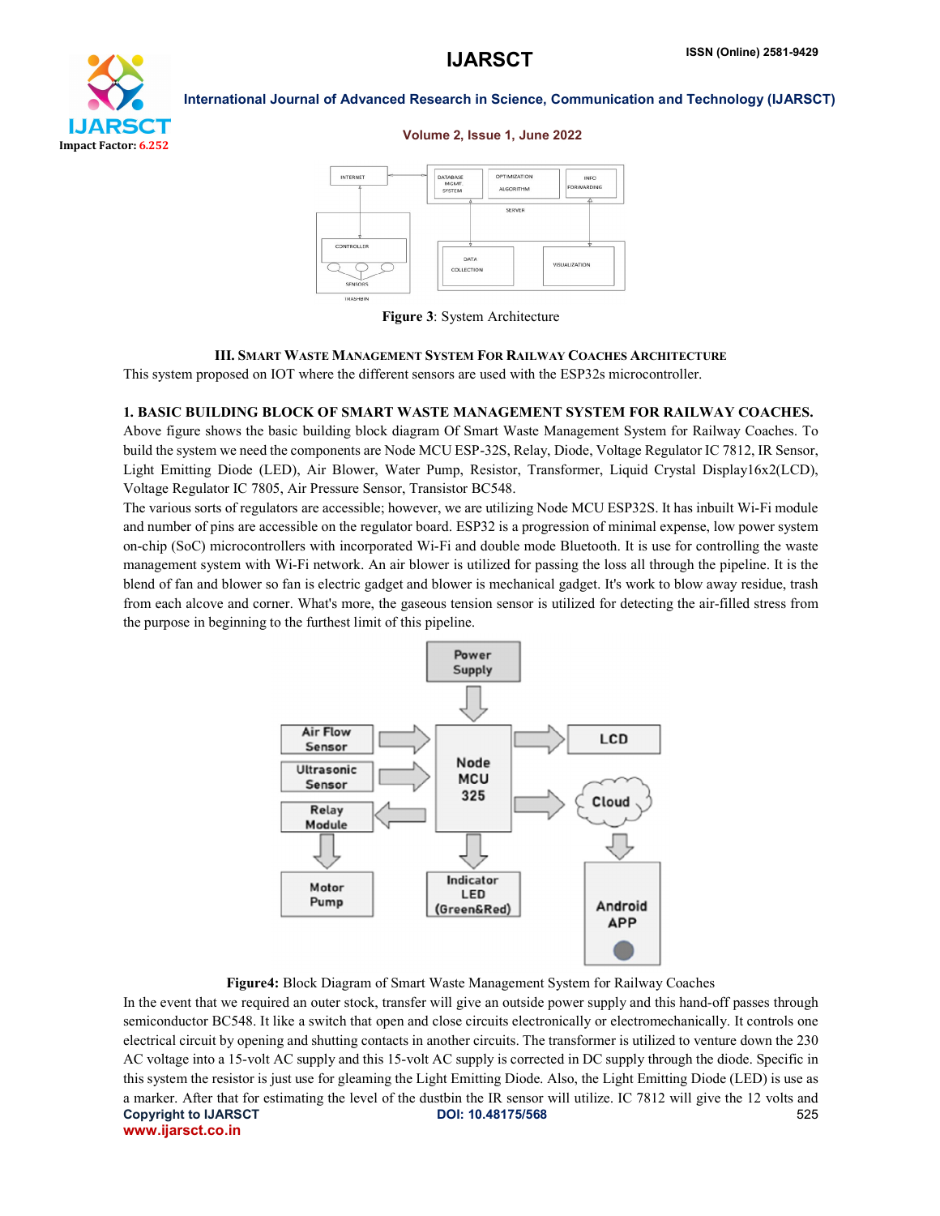Figure 3: System Architecture

### III. Smart Waste Management System For Railway Coaches Architecture

This system proposed on IOT where the different sensors are used with the ESP32s microcontroller.

#### 1. BASIC BUILDING BLOCK OF SMART WASTE MANAGEMENT SYSTEM FOR RAILWAY COACHES.

Above figure shows the basic building block diagram Of Smart Waste Management System for Railway Coaches. To build the system we need the components are Node MCU ESP-32S, Relay, Diode, Voltage Regulator IC 7812, IR Sensor, Light Emitting Diode (LED), Air Blower, Water Pump, Resistor, Transformer, Liquid Crystal Display16x2(LCD), Voltage Regulator IC 7805, Air Pressure Sensor, Transistor BC548.

The various sorts of regulators are accessible; however, we are utilizing Node MCU ESP32S. It has inbuilt Wi-Fi module and number of pins are accessible on the regulator board. ESP32 is a progression of minimal expense, low power system on-chip (SoC) microcontrollers with incorporated Wi-Fi and double mode Bluetooth. It is use for controlling the waste management system with Wi-Fi network. An air blower is utilized for passing the loss all through the pipeline. It is the blend of fan and blower so fan is electric gadget and blower is mechanical gadget. It's work to blow away residue, trash from each alcove and corner. What's more, the gaseous tension sensor is utilized for detecting the air-filled stress from the purpose in beginning to the furthest limit of this pipeline.

**Figure4:** Block Diagram of Smart Waste Management System for Railway Coaches

In the event that we required an outer stock, transfer will give an outside power supply and this hand-off passes through semiconductor BC548. It like a switch that open and close circuits electronically or electromechanically. It controls one electrical circuit by opening and shutting contacts in another circuits. The transformer is utilized to venture down the 230 AC voltage into a 15-volt AC supply and this 15-volt AC supply is corrected in DC supply through the diode. Specific in this system the resistor is just use for gleaming the Light Emitting Diode. Also, the Light Emitting Diode (LED) is use as a marker. After that for estimating the level of the dustbin the IR sensor will utilize. IC 7812 will give the 12 volts and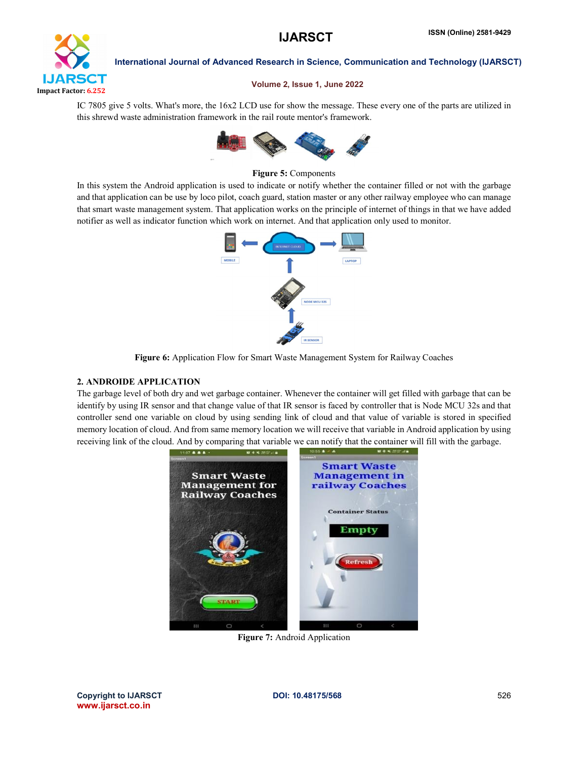IC 7805 give 5 volts. What's more, the 16x2 LCD use for show the message. These every one of the parts are utilized in this shrewd waste administration framework in the rail route mentor's framework.

**Figure 5:** Components

In this system the Android application is used to indicate or notify whether the container filled or not with the garbage and that application can be use by loco pilot, coach guard, station master or any other railway employee who can manage that smart waste management system. That application works on the principle of internet of things in that we have added notifier as well as indicator function which work on internet. And that application only used to monitor.

**Figure 6:** Application Flow for Smart Waste Management System for Railway Coaches

### 2. ANDROIDE APPLICATION

The garbage level of both dry and wet garbage container. Whenever the container will get filled with garbage that can be identify by using IR sensor and that change value of that IR sensor is faced by controller that is Node MCU 32s and that controller send one variable on cloud by using sending link of cloud and that value of variable is stored in specified memory location of cloud. And from same memory location we will receive that variable in Android application by using receiving link of the cloud. And by comparing that variable we can notify that the container will fill with the garbage.

**Figure 7:** Android Application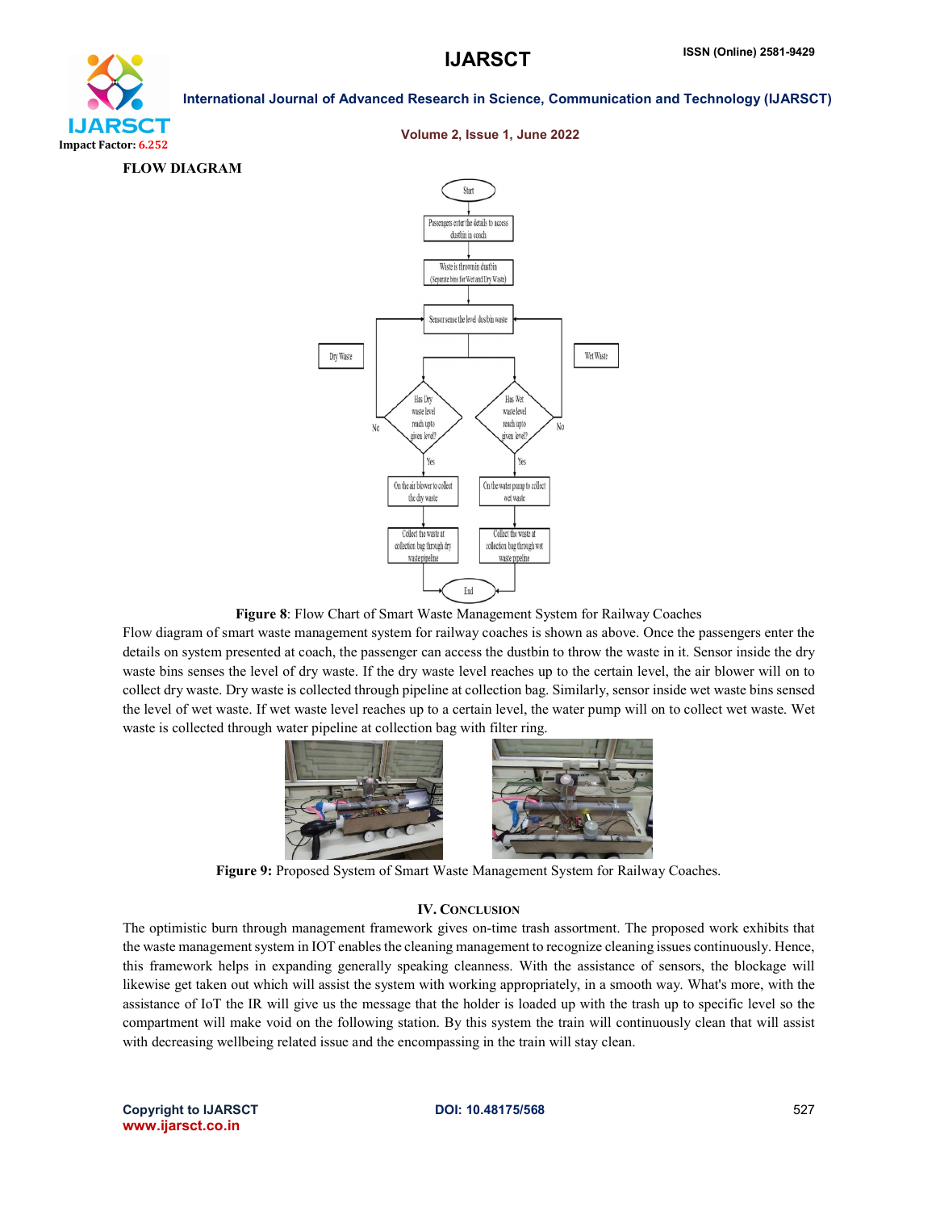FLOW DIAGRAM

Start

Passengers enter the details to access dustbin in coach

Waste is thrown in dustbin (Separate bins for Wet and Dry Waste)

Sensor sense the level dustbin waste

Dry Waste

Wet Waste

Has Dry waste level reach upto given level?

Has Wet waste level reach upto given level?

No

No

Yes

Yes

On the air blower to collect the dry waste

On the water pump to collect wet waste

Collect the waste at collection bag through dry waste pipeline

Collect the waste at collection bag through wet waste pipeline

End

**Figure 8**: Flow Chart of Smart Waste Management System for Railway Coaches

Flow diagram of smart waste management system for railway coaches is shown as above. Once the passengers enter the details on system presented at coach, the passenger can access the dustbin to throw the waste in it. Sensor inside the dry waste bins senses the level of dry waste. If the dry waste level reaches up to the certain level, the air blower will on to collect dry waste. Dry waste is collected through pipeline at collection bag. Similarly, sensor inside wet waste bins sensed the level of wet waste. If wet waste level reaches up to a certain level, the water pump will on to collect wet waste. Wet waste is collected through water pipeline at collection bag with filter ring.

**Figure 9:** Proposed System of Smart Waste Management System for Railway Coaches.

## IV. Conclusion

The optimistic burn through management framework gives on-time trash assortment. The proposed work exhibits that the waste management system in IOT enables the cleaning management to recognize cleaning issues continuously. Hence, this framework helps in expanding generally speaking cleanness. With the assistance of sensors, the blockage will likewise get taken out which will assist the system with working appropriately, in a smooth way. What's more, with the assistance of IoT the IR will give us the message that the holder is loaded up with the trash up to specific level so the compartment will make void on the following station. By this system the train will continuously clean that will assist with decreasing wellbeing related issue and the encompassing in the train will stay clean.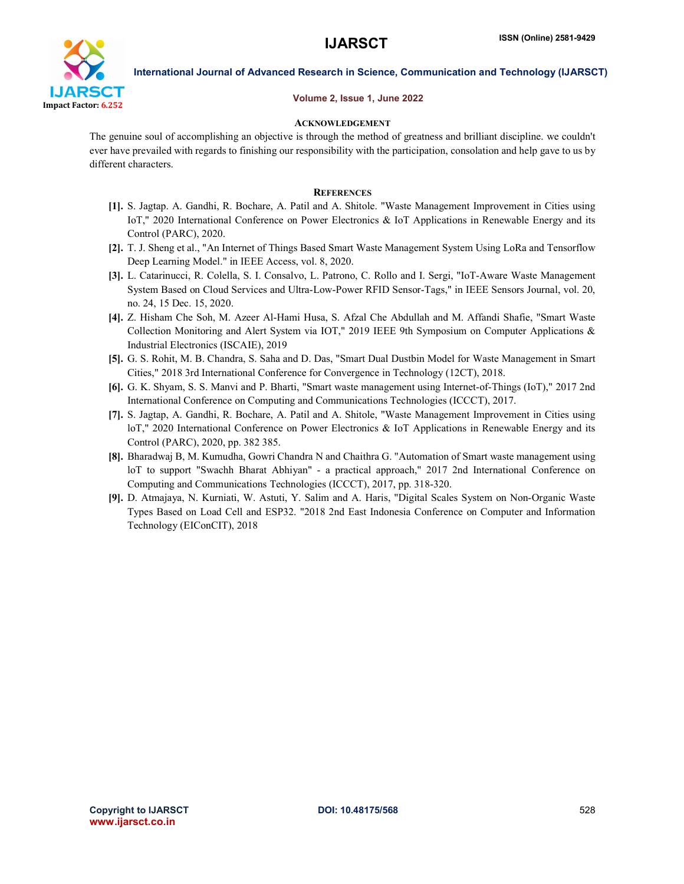## Acknowledgement

The genuine soul of accomplishing an objective is through the method of greatness and brilliant discipline. we couldn't ever have prevailed with regards to finishing our responsibility with the participation, consolation and help gave to us by different characters.

## References

[1]. S. Jagtap. A. Gandhi, R. Bochare, A. Patil and A. Shitole. "Waste Management Improvement in Cities using IoT," 2020 International Conference on Power Electronics & IoT Applications in Renewable Energy and its Control (PARC), 2020.

[2]. T. J. Sheng et al., "An Internet of Things Based Smart Waste Management System Using LoRa and Tensorflow Deep Learning Model." in IEEE Access, vol. 8, 2020.

[3]. L. Catarinucci, R. Colella, S. I. Consalvo, L. Patrono, C. Rollo and I. Sergi, "IoT-Aware Waste Management System Based on Cloud Services and Ultra-Low-Power RFID Sensor-Tags," in IEEE Sensors Journal, vol. 20, no. 24, 15 Dec. 15, 2020.

[4]. Z. Hisham Che Soh, M. Azeer Al-Hami Husa, S. Afzal Che Abdullah and M. Affandi Shafie, "Smart Waste Collection Monitoring and Alert System via IOT," 2019 IEEE 9th Symposium on Computer Applications & Industrial Electronics (ISCAIE), 2019

[5]. G. S. Rohit, M. B. Chandra, S. Saha and D. Das, "Smart Dual Dustbin Model for Waste Management in Smart Cities," 2018 3rd International Conference for Convergence in Technology (12CT), 2018.

[6]. G. K. Shyam, S. S. Manvi and P. Bharti, "Smart waste management using Internet-of-Things (IoT)," 2017 2nd International Conference on Computing and Communications Technologies (ICCCT), 2017.

[7]. S. Jagtap, A. Gandhi, R. Bochare, A. Patil and A. Shitole, "Waste Management Improvement in Cities using loT," 2020 International Conference on Power Electronics & IoT Applications in Renewable Energy and its Control (PARC), 2020, pp. 382 385.

[8]. Bharadwaj B, M. Kumudha, Gowri Chandra N and Chaithra G. "Automation of Smart waste management using loT to support "Swachh Bharat Abhiyan" - a practical approach," 2017 2nd International Conference on Computing and Communications Technologies (ICCCT), 2017, pp. 318-320.

[9]. D. Atmajaya, N. Kurniati, W. Astuti, Y. Salim and A. Haris, "Digital Scales System on Non-Organic Waste Types Based on Load Cell and ESP32. "2018 2nd East Indonesia Conference on Computer and Information Technology (EIConCIT), 2018